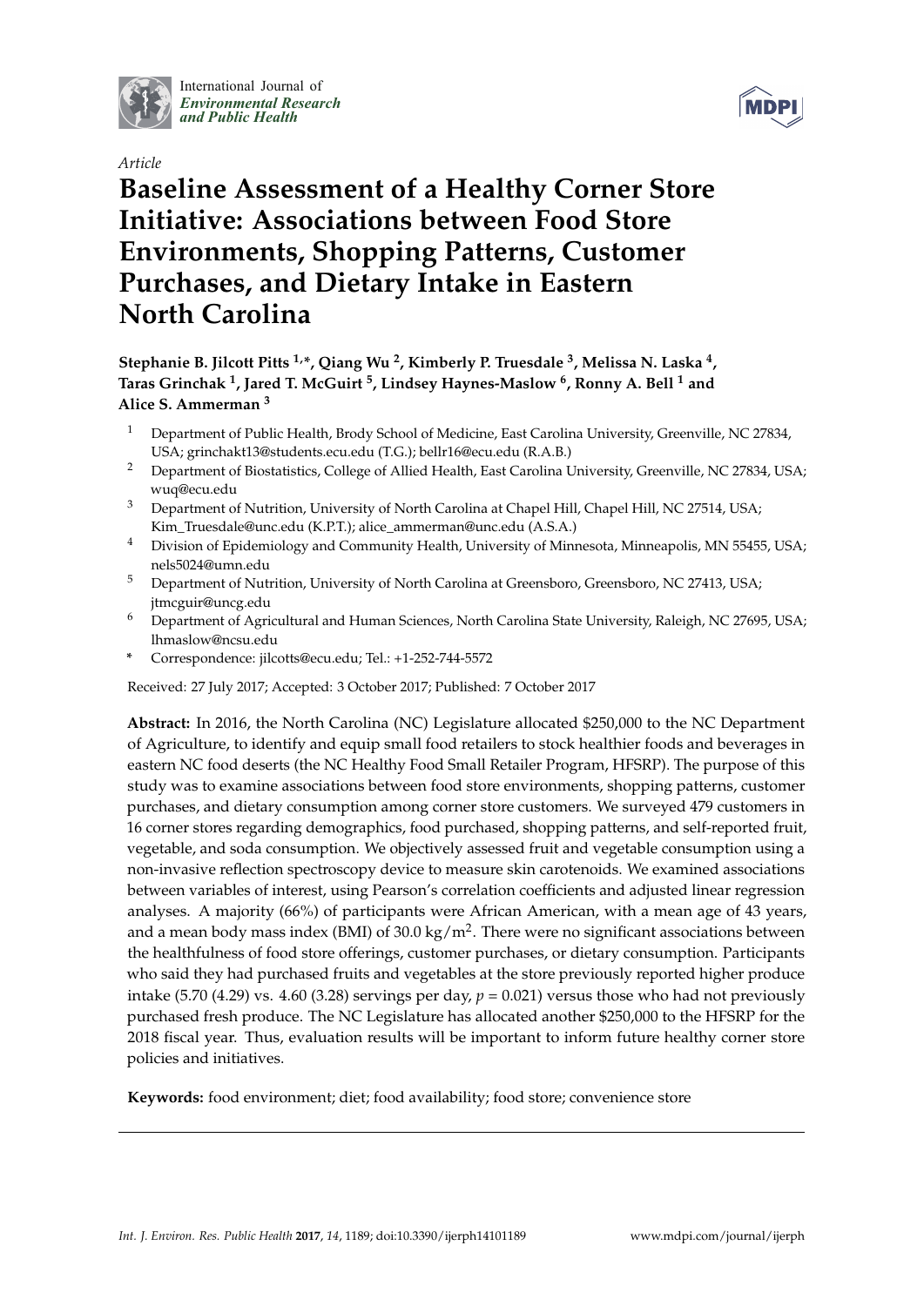International Journal of *Environmental Research and Public Health*

*Article*

# Baseline Assessment of a Healthy Corner Store Initiative: Associations between Food Store Environments, Shopping Patterns, Customer Purchases, and Dietary Intake in Eastern North Carolina

**Stephanie B. Jilcott Pitts [1,*], Qiang Wu [2], Kimberly P. Truesdale [3], Melissa N. Laska [4], Taras Grinchak [1], Jared T. McGuirt [5], Lindsey Haynes-Maslow [6], Ronny A. Bell [1] and Alice S. Ammerman [3]**

1. Department of Public Health, Brody School of Medicine, East Carolina University, Greenville, NC 27834, USA; grinchakt13@students.ecu.edu (T.G.); bellr16@ecu.edu (R.A.B.)
2. Department of Biostatistics, College of Allied Health, East Carolina University, Greenville, NC 27834, USA; wuq@ecu.edu
3. Department of Nutrition, University of North Carolina at Chapel Hill, Chapel Hill, NC 27514, USA; Kim_Truesdale@unc.edu (K.P.T.); alice_ammerman@unc.edu (A.S.A.)
4. Division of Epidemiology and Community Health, University of Minnesota, Minneapolis, MN 55455, USA; nels5024@umn.edu
5. Department of Nutrition, University of North Carolina at Greensboro, Greensboro, NC 27413, USA; jtmcguir@uncg.edu
6. Department of Agricultural and Human Sciences, North Carolina State University, Raleigh, NC 27695, USA; lhmaslow@ncsu.edu

\* Correspondence: jilcotts@ecu.edu; Tel.: +1-252-744-5572

Received: 27 July 2017; Accepted: 3 October 2017; Published: 7 October 2017

**Abstract:** In 2016, the North Carolina (NC) Legislature allocated $250,000 to the NC Department of Agriculture, to identify and equip small food retailers to stock healthier foods and beverages in eastern NC food deserts (the NC Healthy Food Small Retailer Program, HFSRP). The purpose of this study was to examine associations between food store environments, shopping patterns, customer purchases, and dietary consumption among corner store customers. We surveyed 479 customers in 16 corner stores regarding demographics, food purchased, shopping patterns, and self-reported fruit, vegetable, and soda consumption. We objectively assessed fruit and vegetable consumption using a non-invasive reflection spectroscopy device to measure skin carotenoids. We examined associations between variables of interest, using Pearson's correlation coefficients and adjusted linear regression analyses. A majority (66%) of participants were African American, with a mean age of 43 years, and a mean body mass index (BMI) of 30.0 $kg/m^2$. There were no significant associations between the healthfulness of food store offerings, customer purchases, or dietary consumption. Participants who said they had purchased fruits and vegetables at the store previously reported higher produce intake (5.70 (4.29) vs. 4.60 (3.28) servings per day, $p = 0.021$) versus those who had not previously purchased fresh produce. The NC Legislature has allocated another $250,000 to the HFSRP for the 2018 fiscal year. Thus, evaluation results will be important to inform future healthy corner store policies and initiatives.

**Keywords:** food environment; diet; food availability; food store; convenience store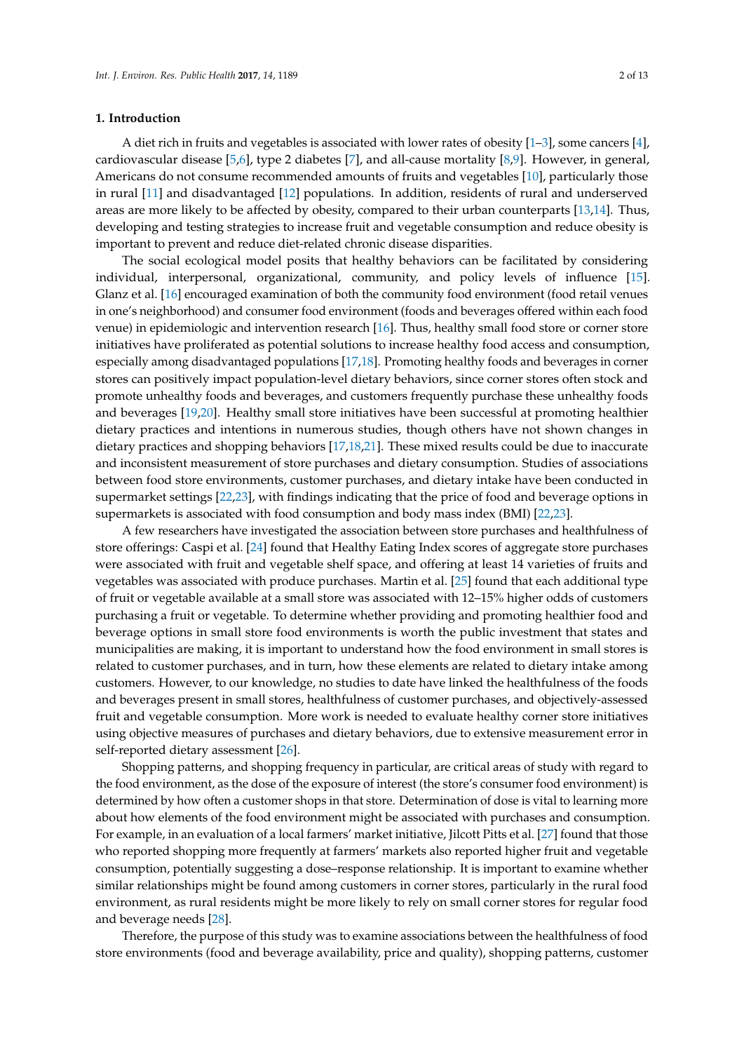## 1. Introduction

A diet rich in fruits and vegetables is associated with lower rates of obesity [1–3], some cancers [4], cardiovascular disease [5,6], type 2 diabetes [7], and all-cause mortality [8,9]. However, in general, Americans do not consume recommended amounts of fruits and vegetables [10], particularly those in rural [11] and disadvantaged [12] populations. In addition, residents of rural and underserved areas are more likely to be affected by obesity, compared to their urban counterparts [13,14]. Thus, developing and testing strategies to increase fruit and vegetable consumption and reduce obesity is important to prevent and reduce diet-related chronic disease disparities.

The social ecological model posits that healthy behaviors can be facilitated by considering individual, interpersonal, organizational, community, and policy levels of influence [15]. Glanz et al. [16] encouraged examination of both the community food environment (food retail venues in one's neighborhood) and consumer food environment (foods and beverages offered within each food venue) in epidemiologic and intervention research [16]. Thus, healthy small food store or corner store initiatives have proliferated as potential solutions to increase healthy food access and consumption, especially among disadvantaged populations [17,18]. Promoting healthy foods and beverages in corner stores can positively impact population-level dietary behaviors, since corner stores often stock and promote unhealthy foods and beverages, and customers frequently purchase these unhealthy foods and beverages [19,20]. Healthy small store initiatives have been successful at promoting healthier dietary practices and intentions in numerous studies, though others have not shown changes in dietary practices and shopping behaviors [17,18,21]. These mixed results could be due to inaccurate and inconsistent measurement of store purchases and dietary consumption. Studies of associations between food store environments, customer purchases, and dietary intake have been conducted in supermarket settings [22,23], with findings indicating that the price of food and beverage options in supermarkets is associated with food consumption and body mass index (BMI) [22,23].

A few researchers have investigated the association between store purchases and healthfulness of store offerings: Caspi et al. [24] found that Healthy Eating Index scores of aggregate store purchases were associated with fruit and vegetable shelf space, and offering at least 14 varieties of fruits and vegetables was associated with produce purchases. Martin et al. [25] found that each additional type of fruit or vegetable available at a small store was associated with 12–15% higher odds of customers purchasing a fruit or vegetable. To determine whether providing and promoting healthier food and beverage options in small store food environments is worth the public investment that states and municipalities are making, it is important to understand how the food environment in small stores is related to customer purchases, and in turn, how these elements are related to dietary intake among customers. However, to our knowledge, no studies to date have linked the healthfulness of the foods and beverages present in small stores, healthfulness of customer purchases, and objectively-assessed fruit and vegetable consumption. More work is needed to evaluate healthy corner store initiatives using objective measures of purchases and dietary behaviors, due to extensive measurement error in self-reported dietary assessment [26].

Shopping patterns, and shopping frequency in particular, are critical areas of study with regard to the food environment, as the dose of the exposure of interest (the store's consumer food environment) is determined by how often a customer shops in that store. Determination of dose is vital to learning more about how elements of the food environment might be associated with purchases and consumption. For example, in an evaluation of a local farmers' market initiative, Jilcott Pitts et al. [27] found that those who reported shopping more frequently at farmers' markets also reported higher fruit and vegetable consumption, potentially suggesting a dose–response relationship. It is important to examine whether similar relationships might be found among customers in corner stores, particularly in the rural food environment, as rural residents might be more likely to rely on small corner stores for regular food and beverage needs [28].

Therefore, the purpose of this study was to examine associations between the healthfulness of food store environments (food and beverage availability, price and quality), shopping patterns, customer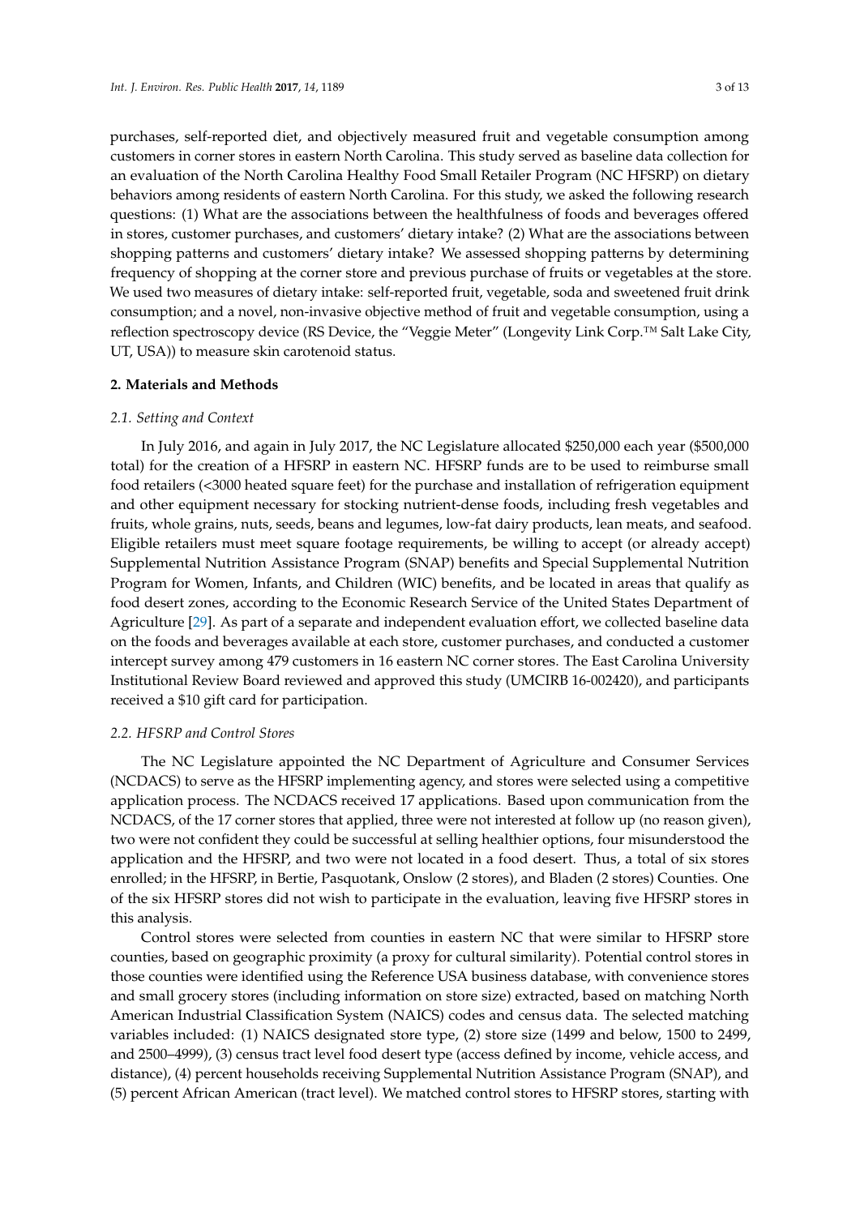purchases, self-reported diet, and objectively measured fruit and vegetable consumption among customers in corner stores in eastern North Carolina. This study served as baseline data collection for an evaluation of the North Carolina Healthy Food Small Retailer Program (NC HFSRP) on dietary behaviors among residents of eastern North Carolina. For this study, we asked the following research questions: (1) What are the associations between the healthfulness of foods and beverages offered in stores, customer purchases, and customers' dietary intake? (2) What are the associations between shopping patterns and customers' dietary intake? We assessed shopping patterns by determining frequency of shopping at the corner store and previous purchase of fruits or vegetables at the store. We used two measures of dietary intake: self-reported fruit, vegetable, soda and sweetened fruit drink consumption; and a novel, non-invasive objective method of fruit and vegetable consumption, using a reflection spectroscopy device (RS Device, the "Veggie Meter" (Longevity Link Corp.™ Salt Lake City, UT, USA)) to measure skin carotenoid status.

## 2. Materials and Methods

### 2.1. Setting and Context

In July 2016, and again in July 2017, the NC Legislature allocated $250,000 each year ($500,000 total) for the creation of a HFSRP in eastern NC. HFSRP funds are to be used to reimburse small food retailers (<3000 heated square feet) for the purchase and installation of refrigeration equipment and other equipment necessary for stocking nutrient-dense foods, including fresh vegetables and fruits, whole grains, nuts, seeds, beans and legumes, low-fat dairy products, lean meats, and seafood. Eligible retailers must meet square footage requirements, be willing to accept (or already accept) Supplemental Nutrition Assistance Program (SNAP) benefits and Special Supplemental Nutrition Program for Women, Infants, and Children (WIC) benefits, and be located in areas that qualify as food desert zones, according to the Economic Research Service of the United States Department of Agriculture [29]. As part of a separate and independent evaluation effort, we collected baseline data on the foods and beverages available at each store, customer purchases, and conducted a customer intercept survey among 479 customers in 16 eastern NC corner stores. The East Carolina University Institutional Review Board reviewed and approved this study (UMCIRB 16-002420), and participants received a $10 gift card for participation.

### 2.2. HFSRP and Control Stores

The NC Legislature appointed the NC Department of Agriculture and Consumer Services (NCDACS) to serve as the HFSRP implementing agency, and stores were selected using a competitive application process. The NCDACS received 17 applications. Based upon communication from the NCDACS, of the 17 corner stores that applied, three were not interested at follow up (no reason given), two were not confident they could be successful at selling healthier options, four misunderstood the application and the HFSRP, and two were not located in a food desert. Thus, a total of six stores enrolled; in the HFSRP, in Bertie, Pasquotank, Onslow (2 stores), and Bladen (2 stores) Counties. One of the six HFSRP stores did not wish to participate in the evaluation, leaving five HFSRP stores in this analysis.

Control stores were selected from counties in eastern NC that were similar to HFSRP store counties, based on geographic proximity (a proxy for cultural similarity). Potential control stores in those counties were identified using the Reference USA business database, with convenience stores and small grocery stores (including information on store size) extracted, based on matching North American Industrial Classification System (NAICS) codes and census data. The selected matching variables included: (1) NAICS designated store type, (2) store size (1499 and below, 1500 to 2499, and 2500–4999), (3) census tract level food desert type (access defined by income, vehicle access, and distance), (4) percent households receiving Supplemental Nutrition Assistance Program (SNAP), and (5) percent African American (tract level). We matched control stores to HFSRP stores, starting with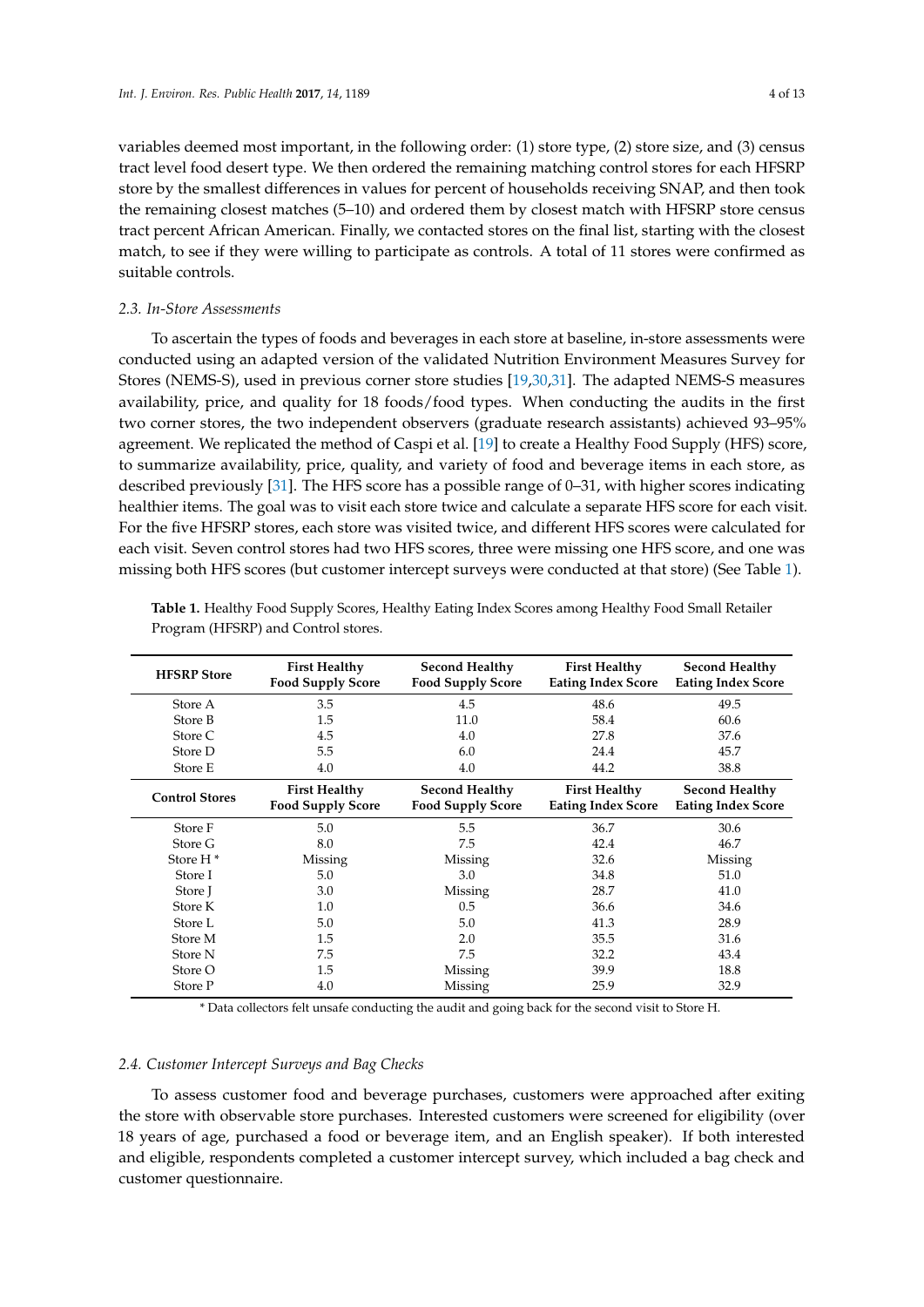variables deemed most important, in the following order: (1) store type, (2) store size, and (3) census tract level food desert type. We then ordered the remaining matching control stores for each HFSRP store by the smallest differences in values for percent of households receiving SNAP, and then took the remaining closest matches (5–10) and ordered them by closest match with HFSRP store census tract percent African American. Finally, we contacted stores on the final list, starting with the closest match, to see if they were willing to participate as controls. A total of 11 stores were confirmed as suitable controls.

### 2.3. In-Store Assessments

To ascertain the types of foods and beverages in each store at baseline, in-store assessments were conducted using an adapted version of the validated Nutrition Environment Measures Survey for Stores (NEMS-S), used in previous corner store studies [19,30,31]. The adapted NEMS-S measures availability, price, and quality for 18 foods/food types. When conducting the audits in the first two corner stores, the two independent observers (graduate research assistants) achieved 93–95% agreement. We replicated the method of Caspi et al. [19] to create a Healthy Food Supply (HFS) score, to summarize availability, price, quality, and variety of food and beverage items in each store, as described previously [31]. The HFS score has a possible range of 0–31, with higher scores indicating healthier items. The goal was to visit each store twice and calculate a separate HFS score for each visit. For the five HFSRP stores, each store was visited twice, and different HFS scores were calculated for each visit. Seven control stores had two HFS scores, three were missing one HFS score, and one was missing both HFS scores (but customer intercept surveys were conducted at that store) (See Table 1).

**Table 1.** Healthy Food Supply Scores, Healthy Eating Index Scores among Healthy Food Small Retailer Program (HFSRP) and Control stores.

| HFSRP Store | First Healthy Food Supply Score | Second Healthy Food Supply Score | First Healthy Eating Index Score | Second Healthy Eating Index Score |
|---|---|---|---|---|
| Store A | 3.5 | 4.5 | 48.6 | 49.5 |
| Store B | 1.5 | 11.0 | 58.4 | 60.6 |
| Store C | 4.5 | 4.0 | 27.8 | 37.6 |
| Store D | 5.5 | 6.0 | 24.4 | 45.7 |
| Store E | 4.0 | 4.0 | 44.2 | 38.8 |
| **Control Stores** | **First Healthy Food Supply Score** | **Second Healthy Food Supply Score** | **First Healthy Eating Index Score** | **Second Healthy Eating Index Score** |
| Store F | 5.0 | 5.5 | 36.7 | 30.6 |
| Store G | 8.0 | 7.5 | 42.4 | 46.7 |
| Store H * | Missing | Missing | 32.6 | Missing |
| Store I | 5.0 | 3.0 | 34.8 | 51.0 |
| Store J | 3.0 | Missing | 28.7 | 41.0 |
| Store K | 1.0 | 0.5 | 36.6 | 34.6 |
| Store L | 5.0 | 5.0 | 41.3 | 28.9 |
| Store M | 1.5 | 2.0 | 35.5 | 31.6 |
| Store N | 7.5 | 7.5 | 32.2 | 43.4 |
| Store O | 1.5 | Missing | 39.9 | 18.8 |
| Store P | 4.0 | Missing | 25.9 | 32.9 |

* Data collectors felt unsafe conducting the audit and going back for the second visit to Store H.

### 2.4. Customer Intercept Surveys and Bag Checks

To assess customer food and beverage purchases, customers were approached after exiting the store with observable store purchases. Interested customers were screened for eligibility (over 18 years of age, purchased a food or beverage item, and an English speaker). If both interested and eligible, respondents completed a customer intercept survey, which included a bag check and customer questionnaire.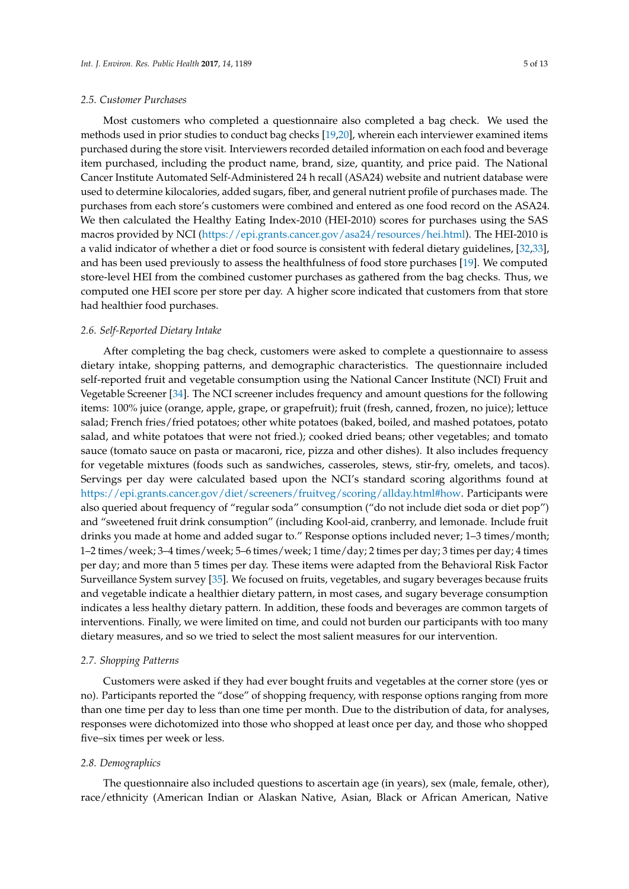### 2.5. Customer Purchases

Most customers who completed a questionnaire also completed a bag check. We used the methods used in prior studies to conduct bag checks [19,20], wherein each interviewer examined items purchased during the store visit. Interviewers recorded detailed information on each food and beverage item purchased, including the product name, brand, size, quantity, and price paid. The National Cancer Institute Automated Self-Administered 24 h recall (ASA24) website and nutrient database were used to determine kilocalories, added sugars, fiber, and general nutrient profile of purchases made. The purchases from each store's customers were combined and entered as one food record on the ASA24. We then calculated the Healthy Eating Index-2010 (HEI-2010) scores for purchases using the SAS macros provided by NCI (https://epi.grants.cancer.gov/asa24/resources/hei.html). The HEI-2010 is a valid indicator of whether a diet or food source is consistent with federal dietary guidelines, [32,33], and has been used previously to assess the healthfulness of food store purchases [19]. We computed store-level HEI from the combined customer purchases as gathered from the bag checks. Thus, we computed one HEI score per store per day. A higher score indicated that customers from that store had healthier food purchases.

### 2.6. Self-Reported Dietary Intake

After completing the bag check, customers were asked to complete a questionnaire to assess dietary intake, shopping patterns, and demographic characteristics. The questionnaire included self-reported fruit and vegetable consumption using the National Cancer Institute (NCI) Fruit and Vegetable Screener [34]. The NCI screener includes frequency and amount questions for the following items: 100% juice (orange, apple, grape, or grapefruit); fruit (fresh, canned, frozen, no juice); lettuce salad; French fries/fried potatoes; other white potatoes (baked, boiled, and mashed potatoes, potato salad, and white potatoes that were not fried.); cooked dried beans; other vegetables; and tomato sauce (tomato sauce on pasta or macaroni, rice, pizza and other dishes). It also includes frequency for vegetable mixtures (foods such as sandwiches, casseroles, stews, stir-fry, omelets, and tacos). Servings per day were calculated based upon the NCI's standard scoring algorithms found at https://epi.grants.cancer.gov/diet/screeners/fruitveg/scoring/allday.html#how. Participants were also queried about frequency of "regular soda" consumption ("do not include diet soda or diet pop") and "sweetened fruit drink consumption" (including Kool-aid, cranberry, and lemonade. Include fruit drinks you made at home and added sugar to." Response options included never; 1–3 times/month; 1–2 times/week; 3–4 times/week; 5–6 times/week; 1 time/day; 2 times per day; 3 times per day; 4 times per day; and more than 5 times per day. These items were adapted from the Behavioral Risk Factor Surveillance System survey [35]. We focused on fruits, vegetables, and sugary beverages because fruits and vegetable indicate a healthier dietary pattern, in most cases, and sugary beverage consumption indicates a less healthy dietary pattern. In addition, these foods and beverages are common targets of interventions. Finally, we were limited on time, and could not burden our participants with too many dietary measures, and so we tried to select the most salient measures for our intervention.

### 2.7. Shopping Patterns

Customers were asked if they had ever bought fruits and vegetables at the corner store (yes or no). Participants reported the "dose" of shopping frequency, with response options ranging from more than one time per day to less than one time per month. Due to the distribution of data, for analyses, responses were dichotomized into those who shopped at least once per day, and those who shopped five–six times per week or less.

### 2.8. Demographics

The questionnaire also included questions to ascertain age (in years), sex (male, female, other), race/ethnicity (American Indian or Alaskan Native, Asian, Black or African American, Native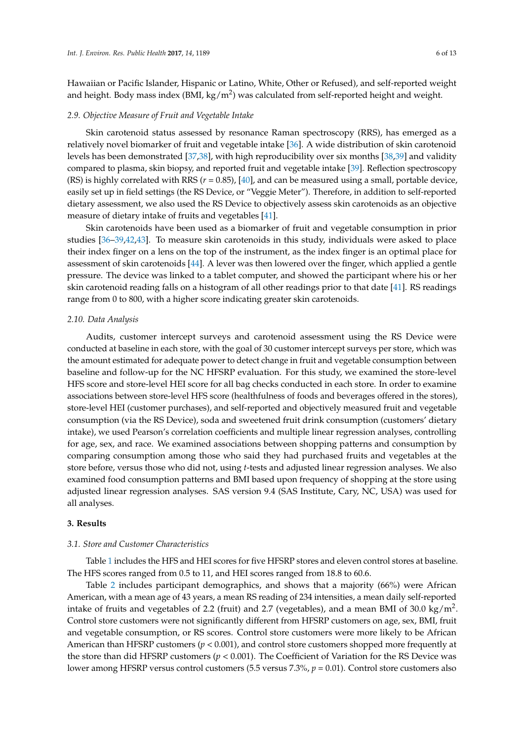Hawaiian or Pacific Islander, Hispanic or Latino, White, Other or Refused), and self-reported weight and height. Body mass index (BMI, kg/m$^2$) was calculated from self-reported height and weight.

### 2.9. Objective Measure of Fruit and Vegetable Intake

Skin carotenoid status assessed by resonance Raman spectroscopy (RRS), has emerged as a relatively novel biomarker of fruit and vegetable intake [36]. A wide distribution of skin carotenoid levels has been demonstrated [37,38], with high reproducibility over six months [38,39] and validity compared to plasma, skin biopsy, and reported fruit and vegetable intake [39]. Reflection spectroscopy (RS) is highly correlated with RRS ($r = 0.85$), [40], and can be measured using a small, portable device, easily set up in field settings (the RS Device, or "Veggie Meter"). Therefore, in addition to self-reported dietary assessment, we also used the RS Device to objectively assess skin carotenoids as an objective measure of dietary intake of fruits and vegetables [41].

Skin carotenoids have been used as a biomarker of fruit and vegetable consumption in prior studies [36–39,42,43]. To measure skin carotenoids in this study, individuals were asked to place their index finger on a lens on the top of the instrument, as the index finger is an optimal place for assessment of skin carotenoids [44]. A lever was then lowered over the finger, which applied a gentle pressure. The device was linked to a tablet computer, and showed the participant where his or her skin carotenoid reading falls on a histogram of all other readings prior to that date [41]. RS readings range from 0 to 800, with a higher score indicating greater skin carotenoids.

### 2.10. Data Analysis

Audits, customer intercept surveys and carotenoid assessment using the RS Device were conducted at baseline in each store, with the goal of 30 customer intercept surveys per store, which was the amount estimated for adequate power to detect change in fruit and vegetable consumption between baseline and follow-up for the NC HFSRP evaluation. For this study, we examined the store-level HFS score and store-level HEI score for all bag checks conducted in each store. In order to examine associations between store-level HFS score (healthfulness of foods and beverages offered in the stores), store-level HEI (customer purchases), and self-reported and objectively measured fruit and vegetable consumption (via the RS Device), soda and sweetened fruit drink consumption (customers' dietary intake), we used Pearson's correlation coefficients and multiple linear regression analyses, controlling for age, sex, and race. We examined associations between shopping patterns and consumption by comparing consumption among those who said they had purchased fruits and vegetables at the store before, versus those who did not, using *t*-tests and adjusted linear regression analyses. We also examined food consumption patterns and BMI based upon frequency of shopping at the store using adjusted linear regression analyses. SAS version 9.4 (SAS Institute, Cary, NC, USA) was used for all analyses.

## 3. Results

### 3.1. Store and Customer Characteristics

Table 1 includes the HFS and HEI scores for five HFSRP stores and eleven control stores at baseline. The HFS scores ranged from 0.5 to 11, and HEI scores ranged from 18.8 to 60.6.

Table 2 includes participant demographics, and shows that a majority (66%) were African American, with a mean age of 43 years, a mean RS reading of 234 intensities, a mean daily self-reported intake of fruits and vegetables of 2.2 (fruit) and 2.7 (vegetables), and a mean BMI of 30.0 kg/m$^2$. Control store customers were not significantly different from HFSRP customers on age, sex, BMI, fruit and vegetable consumption, or RS scores. Control store customers were more likely to be African American than HFSRP customers ($p < 0.001$), and control store customers shopped more frequently at the store than did HFSRP customers ($p < 0.001$). The Coefficient of Variation for the RS Device was lower among HFSRP versus control customers (5.5 versus 7.3%, $p = 0.01$). Control store customers also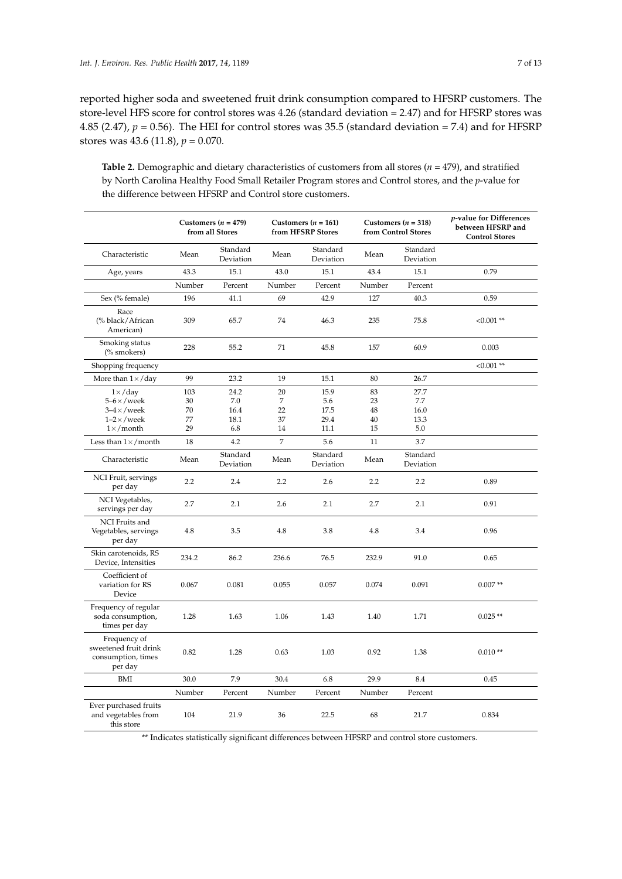reported higher soda and sweetened fruit drink consumption compared to HFSRP customers. The store-level HFS score for control stores was 4.26 (standard deviation = 2.47) and for HFSRP stores was 4.85 (2.47), $p = 0.56$). The HEI for control stores was 35.5 (standard deviation = 7.4) and for HFSRP stores was 43.6 (11.8), $p = 0.070$.

**Table 2.** Demographic and dietary characteristics of customers from all stores ($n = 479$), and stratified by North Carolina Healthy Food Small Retailer Program stores and Control stores, and the *p*-value for the difference between HFSRP and Control store customers.

| | Customers ($n = 479$) from All Stores | | Customers ($n = 161$) from HFSRP Stores | | Customers ($n = 318$) from Control Stores | | *p*-value for Differences between HFSRP and Control Stores |
|---|---|---|---|---|---|---|---|
| Characteristic | Mean | Standard Deviation | Mean | Standard Deviation | Mean | Standard Deviation | |
| Age, years | 43.3 | 15.1 | 43.0 | 15.1 | 43.4 | 15.1 | 0.79 |
| | Number | Percent | Number | Percent | Number | Percent | |
| Sex (% female) | 196 | 41.1 | 69 | 42.9 | 127 | 40.3 | 0.59 |
| Race (% black/African American) | 309 | 65.7 | 74 | 46.3 | 235 | 75.8 | <0.001 ** |
| Smoking status (% smokers) | 228 | 55.2 | 71 | 45.8 | 157 | 60.9 | 0.003 |
| Shopping frequency | | | | | | | <0.001 ** |
| More than 1×/day | 99 | 23.2 | 19 | 15.1 | 80 | 26.7 | |
| 1×/day | 103 | 24.2 | 20 | 15.9 | 83 | 27.7 | |
| 5–6×/week | 30 | 7.0 | 7 | 5.6 | 23 | 7.7 | |
| 3–4×/week | 70 | 16.4 | 22 | 17.5 | 48 | 16.0 | |
| 1–2×/week | 77 | 18.1 | 37 | 29.4 | 40 | 13.3 | |
| 1×/month | 29 | 6.8 | 14 | 11.1 | 15 | 5.0 | |
| Less than 1×/month | 18 | 4.2 | 7 | 5.6 | 11 | 3.7 | |
| Characteristic | Mean | Standard Deviation | Mean | Standard Deviation | Mean | Standard Deviation | |
| NCI Fruit, servings per day | 2.2 | 2.4 | 2.2 | 2.6 | 2.2 | 2.2 | 0.89 |
| NCI Vegetables, servings per day | 2.7 | 2.1 | 2.6 | 2.1 | 2.7 | 2.1 | 0.91 |
| NCI Fruits and Vegetables, servings per day | 4.8 | 3.5 | 4.8 | 3.8 | 4.8 | 3.4 | 0.96 |
| Skin carotenoids, RS Device, Intensities | 234.2 | 86.2 | 236.6 | 76.5 | 232.9 | 91.0 | 0.65 |
| Coefficient of variation for RS Device | 0.067 | 0.081 | 0.055 | 0.057 | 0.074 | 0.091 | 0.007 ** |
| Frequency of regular soda consumption, times per day | 1.28 | 1.63 | 1.06 | 1.43 | 1.40 | 1.71 | 0.025 ** |
| Frequency of sweetened fruit drink consumption, times per day | 0.82 | 1.28 | 0.63 | 1.03 | 0.92 | 1.38 | 0.010 ** |
| BMI | 30.0 | 7.9 | 30.4 | 6.8 | 29.9 | 8.4 | 0.45 |
| | Number | Percent | Number | Percent | Number | Percent | |
| Ever purchased fruits and vegetables from this store | 104 | 21.9 | 36 | 22.5 | 68 | 21.7 | 0.834 |

** Indicates statistically significant differences between HFSRP and control store customers.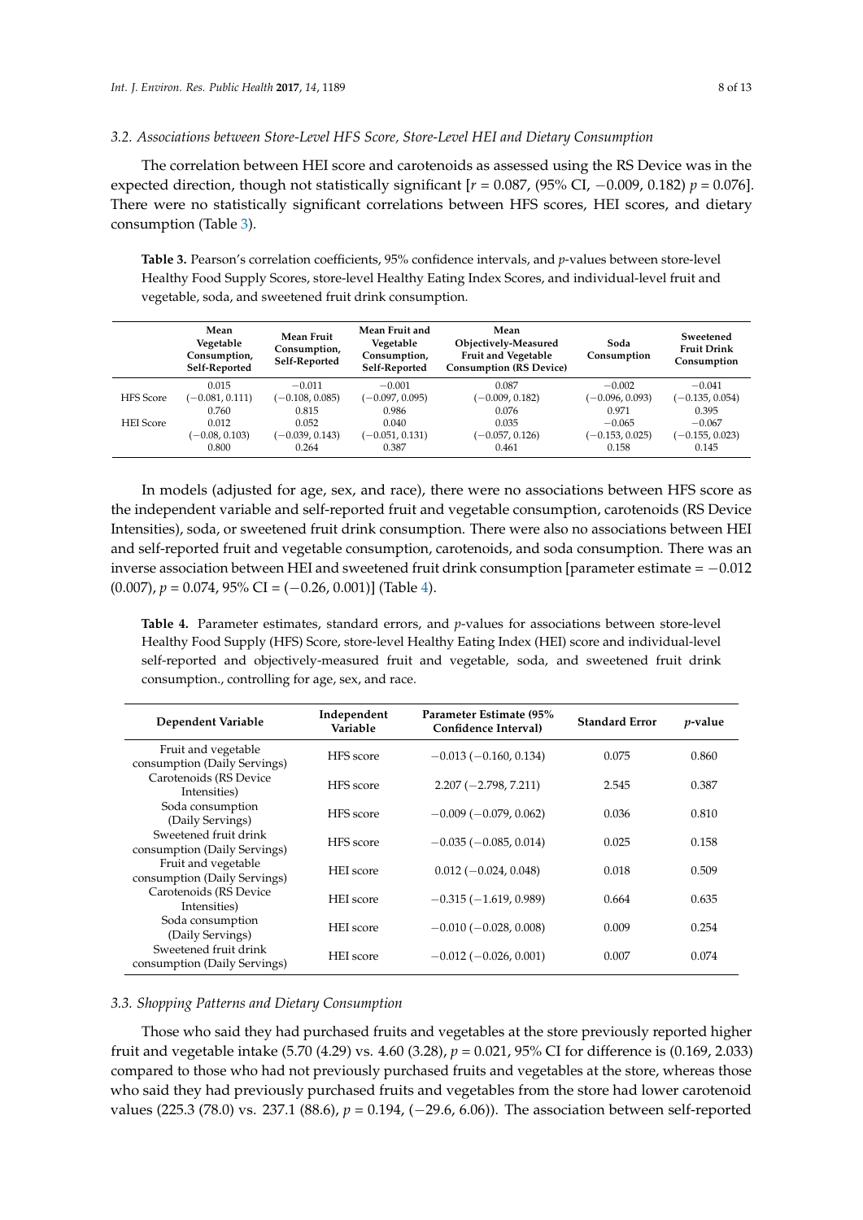### 3.2. Associations between Store-Level HFS Score, Store-Level HEI and Dietary Consumption

The correlation between HEI score and carotenoids as assessed using the RS Device was in the expected direction, though not statistically significant [$r = 0.087$, (95% CI, −0.009, 0.182) $p = 0.076$]. There were no statistically significant correlations between HFS scores, HEI scores, and dietary consumption (Table 3).

**Table 3.** Pearson's correlation coefficients, 95% confidence intervals, and $p$-values between store-level Healthy Food Supply Scores, store-level Healthy Eating Index Scores, and individual-level fruit and vegetable, soda, and sweetened fruit drink consumption.

| | Mean Vegetable Consumption, Self-Reported | Mean Fruit Consumption, Self-Reported | Mean Fruit and Vegetable Consumption, Self-Reported | Mean Objectively-Measured Fruit and Vegetable Consumption (RS Device) | Soda Consumption | Sweetened Fruit Drink Consumption |
|---|---|---|---|---|---|---|
| HFS Score | 0.015<br>(−0.081, 0.111)<br>0.760 | −0.011<br>(−0.108, 0.085)<br>0.815 | −0.001<br>(−0.097, 0.095)<br>0.986 | 0.087<br>(−0.009, 0.182)<br>0.076 | −0.002<br>(−0.096, 0.093)<br>0.971 | −0.041<br>(−0.135, 0.054)<br>0.395 |
| HEI Score | 0.012<br>(−0.08, 0.103)<br>0.800 | 0.052<br>(−0.039, 0.143)<br>0.264 | 0.040<br>(−0.051, 0.131)<br>0.387 | 0.035<br>(−0.057, 0.126)<br>0.461 | −0.065<br>(−0.153, 0.025)<br>0.158 | −0.067<br>(−0.155, 0.023)<br>0.145 |

In models (adjusted for age, sex, and race), there were no associations between HFS score as the independent variable and self-reported fruit and vegetable consumption, carotenoids (RS Device Intensities), soda, or sweetened fruit drink consumption. There were also no associations between HEI and self-reported fruit and vegetable consumption, carotenoids, and soda consumption. There was an inverse association between HEI and sweetened fruit drink consumption [parameter estimate = −0.012 (0.007), $p = 0.074$, 95% CI = (−0.26, 0.001)] (Table 4).

**Table 4.** Parameter estimates, standard errors, and $p$-values for associations between store-level Healthy Food Supply (HFS) Score, store-level Healthy Eating Index (HEI) score and individual-level self-reported and objectively-measured fruit and vegetable, soda, and sweetened fruit drink consumption., controlling for age, sex, and race.

| Dependent Variable | Independent Variable | Parameter Estimate (95% Confidence Interval) | Standard Error | $p$-value |
|---|---|---|---|---|
| Fruit and vegetable consumption (Daily Servings) | HFS score | −0.013 (−0.160, 0.134) | 0.075 | 0.860 |
| Carotenoids (RS Device Intensities) | HFS score | 2.207 (−2.798, 7.211) | 2.545 | 0.387 |
| Soda consumption (Daily Servings) | HFS score | −0.009 (−0.079, 0.062) | 0.036 | 0.810 |
| Sweetened fruit drink consumption (Daily Servings) | HFS score | −0.035 (−0.085, 0.014) | 0.025 | 0.158 |
| Fruit and vegetable consumption (Daily Servings) | HEI score | 0.012 (−0.024, 0.048) | 0.018 | 0.509 |
| Carotenoids (RS Device Intensities) | HEI score | −0.315 (−1.619, 0.989) | 0.664 | 0.635 |
| Soda consumption (Daily Servings) | HEI score | −0.010 (−0.028, 0.008) | 0.009 | 0.254 |
| Sweetened fruit drink consumption (Daily Servings) | HEI score | −0.012 (−0.026, 0.001) | 0.007 | 0.074 |

### 3.3. Shopping Patterns and Dietary Consumption

Those who said they had purchased fruits and vegetables at the store previously reported higher fruit and vegetable intake (5.70 (4.29) vs. 4.60 (3.28), $p = 0.021$, 95% CI for difference is (0.169, 2.033) compared to those who had not previously purchased fruits and vegetables at the store, whereas those who said they had previously purchased fruits and vegetables from the store had lower carotenoid values (225.3 (78.0) vs. 237.1 (88.6), $p = 0.194$, (−29.6, 6.06)). The association between self-reported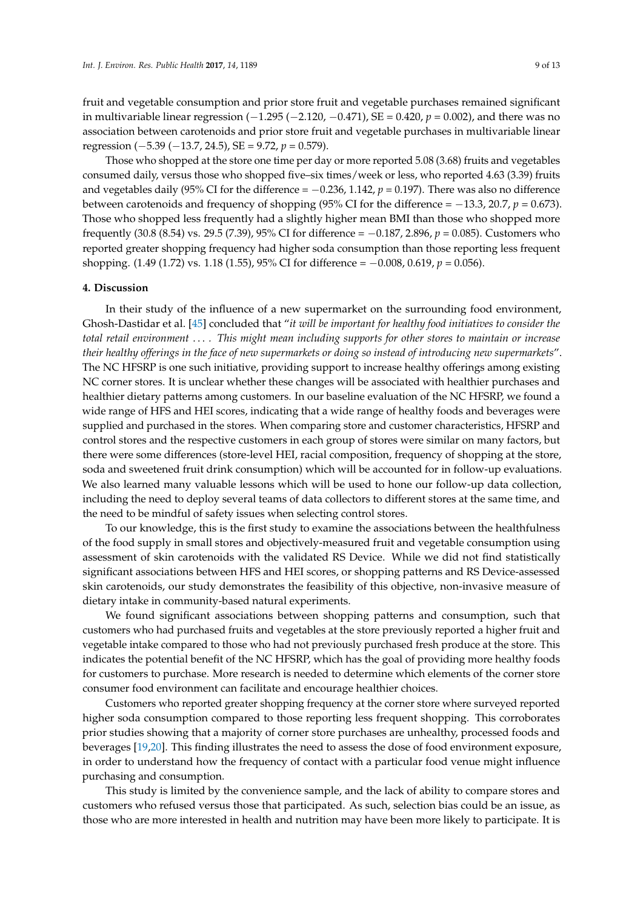fruit and vegetable consumption and prior store fruit and vegetable purchases remained significant in multivariable linear regression (−1.295 (−2.120, −0.471), SE = 0.420, $p$ = 0.002), and there was no association between carotenoids and prior store fruit and vegetable purchases in multivariable linear regression (−5.39 (−13.7, 24.5), SE = 9.72, $p$ = 0.579).

Those who shopped at the store one time per day or more reported 5.08 (3.68) fruits and vegetables consumed daily, versus those who shopped five–six times/week or less, who reported 4.63 (3.39) fruits and vegetables daily (95% CI for the difference = −0.236, 1.142, $p$ = 0.197). There was also no difference between carotenoids and frequency of shopping (95% CI for the difference = −13.3, 20.7, $p$ = 0.673). Those who shopped less frequently had a slightly higher mean BMI than those who shopped more frequently (30.8 (8.54) vs. 29.5 (7.39), 95% CI for difference = −0.187, 2.896, $p$ = 0.085). Customers who reported greater shopping frequency had higher soda consumption than those reporting less frequent shopping. (1.49 (1.72) vs. 1.18 (1.55), 95% CI for difference = −0.008, 0.619, $p$ = 0.056).

## 4. Discussion

In their study of the influence of a new supermarket on the surrounding food environment, Ghosh-Dastidar et al. [45] concluded that "*it will be important for healthy food initiatives to consider the total retail environment . . . . This might mean including supports for other stores to maintain or increase their healthy offerings in the face of new supermarkets or doing so instead of introducing new supermarkets*". The NC HFSRP is one such initiative, providing support to increase healthy offerings among existing NC corner stores. It is unclear whether these changes will be associated with healthier purchases and healthier dietary patterns among customers. In our baseline evaluation of the NC HFSRP, we found a wide range of HFS and HEI scores, indicating that a wide range of healthy foods and beverages were supplied and purchased in the stores. When comparing store and customer characteristics, HFSRP and control stores and the respective customers in each group of stores were similar on many factors, but there were some differences (store-level HEI, racial composition, frequency of shopping at the store, soda and sweetened fruit drink consumption) which will be accounted for in follow-up evaluations. We also learned many valuable lessons which will be used to hone our follow-up data collection, including the need to deploy several teams of data collectors to different stores at the same time, and the need to be mindful of safety issues when selecting control stores.

To our knowledge, this is the first study to examine the associations between the healthfulness of the food supply in small stores and objectively-measured fruit and vegetable consumption using assessment of skin carotenoids with the validated RS Device. While we did not find statistically significant associations between HFS and HEI scores, or shopping patterns and RS Device-assessed skin carotenoids, our study demonstrates the feasibility of this objective, non-invasive measure of dietary intake in community-based natural experiments.

We found significant associations between shopping patterns and consumption, such that customers who had purchased fruits and vegetables at the store previously reported a higher fruit and vegetable intake compared to those who had not previously purchased fresh produce at the store. This indicates the potential benefit of the NC HFSRP, which has the goal of providing more healthy foods for customers to purchase. More research is needed to determine which elements of the corner store consumer food environment can facilitate and encourage healthier choices.

Customers who reported greater shopping frequency at the corner store where surveyed reported higher soda consumption compared to those reporting less frequent shopping. This corroborates prior studies showing that a majority of corner store purchases are unhealthy, processed foods and beverages [19,20]. This finding illustrates the need to assess the dose of food environment exposure, in order to understand how the frequency of contact with a particular food venue might influence purchasing and consumption.

This study is limited by the convenience sample, and the lack of ability to compare stores and customers who refused versus those that participated. As such, selection bias could be an issue, as those who are more interested in health and nutrition may have been more likely to participate. It is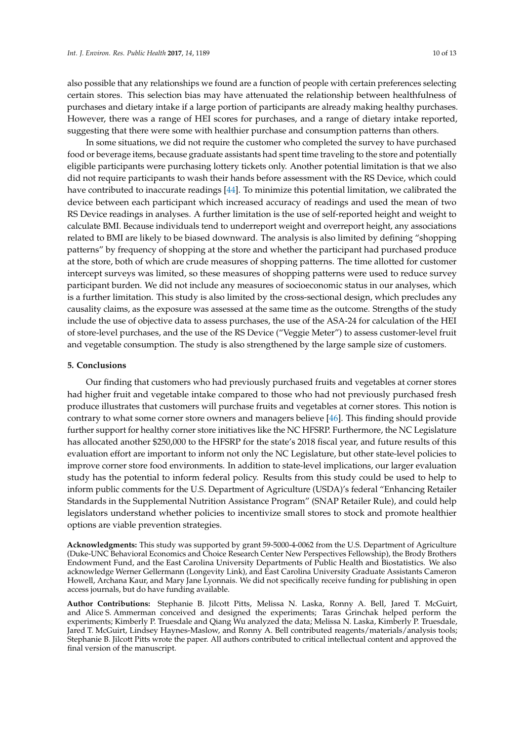also possible that any relationships we found are a function of people with certain preferences selecting certain stores. This selection bias may have attenuated the relationship between healthfulness of purchases and dietary intake if a large portion of participants are already making healthy purchases. However, there was a range of HEI scores for purchases, and a range of dietary intake reported, suggesting that there were some with healthier purchase and consumption patterns than others.

In some situations, we did not require the customer who completed the survey to have purchased food or beverage items, because graduate assistants had spent time traveling to the store and potentially eligible participants were purchasing lottery tickets only. Another potential limitation is that we also did not require participants to wash their hands before assessment with the RS Device, which could have contributed to inaccurate readings [44]. To minimize this potential limitation, we calibrated the device between each participant which increased accuracy of readings and used the mean of two RS Device readings in analyses. A further limitation is the use of self-reported height and weight to calculate BMI. Because individuals tend to underreport weight and overreport height, any associations related to BMI are likely to be biased downward. The analysis is also limited by defining "shopping patterns" by frequency of shopping at the store and whether the participant had purchased produce at the store, both of which are crude measures of shopping patterns. The time allotted for customer intercept surveys was limited, so these measures of shopping patterns were used to reduce survey participant burden. We did not include any measures of socioeconomic status in our analyses, which is a further limitation. This study is also limited by the cross-sectional design, which precludes any causality claims, as the exposure was assessed at the same time as the outcome. Strengths of the study include the use of objective data to assess purchases, the use of the ASA-24 for calculation of the HEI of store-level purchases, and the use of the RS Device ("Veggie Meter") to assess customer-level fruit and vegetable consumption. The study is also strengthened by the large sample size of customers.

## 5. Conclusions

Our finding that customers who had previously purchased fruits and vegetables at corner stores had higher fruit and vegetable intake compared to those who had not previously purchased fresh produce illustrates that customers will purchase fruits and vegetables at corner stores. This notion is contrary to what some corner store owners and managers believe [46]. This finding should provide further support for healthy corner store initiatives like the NC HFSRP. Furthermore, the NC Legislature has allocated another $250,000 to the HFSRP for the state's 2018 fiscal year, and future results of this evaluation effort are important to inform not only the NC Legislature, but other state-level policies to improve corner store food environments. In addition to state-level implications, our larger evaluation study has the potential to inform federal policy. Results from this study could be used to help to inform public comments for the U.S. Department of Agriculture (USDA)'s federal "Enhancing Retailer Standards in the Supplemental Nutrition Assistance Program" (SNAP Retailer Rule), and could help legislators understand whether policies to incentivize small stores to stock and promote healthier options are viable prevention strategies.

**Acknowledgments:** This study was supported by grant 59-5000-4-0062 from the U.S. Department of Agriculture (Duke-UNC Behavioral Economics and Choice Research Center New Perspectives Fellowship), the Brody Brothers Endowment Fund, and the East Carolina University Departments of Public Health and Biostatistics. We also acknowledge Werner Gellermann (Longevity Link), and East Carolina University Graduate Assistants Cameron Howell, Archana Kaur, and Mary Jane Lyonnais. We did not specifically receive funding for publishing in open access journals, but do have funding available.

**Author Contributions:** Stephanie B. Jilcott Pitts, Melissa N. Laska, Ronny A. Bell, Jared T. McGuirt, and Alice S. Ammerman conceived and designed the experiments; Taras Grinchak helped perform the experiments; Kimberly P. Truesdale and Qiang Wu analyzed the data; Melissa N. Laska, Kimberly P. Truesdale, Jared T. McGuirt, Lindsey Haynes-Maslow, and Ronny A. Bell contributed reagents/materials/analysis tools; Stephanie B. Jilcott Pitts wrote the paper. All authors contributed to critical intellectual content and approved the final version of the manuscript.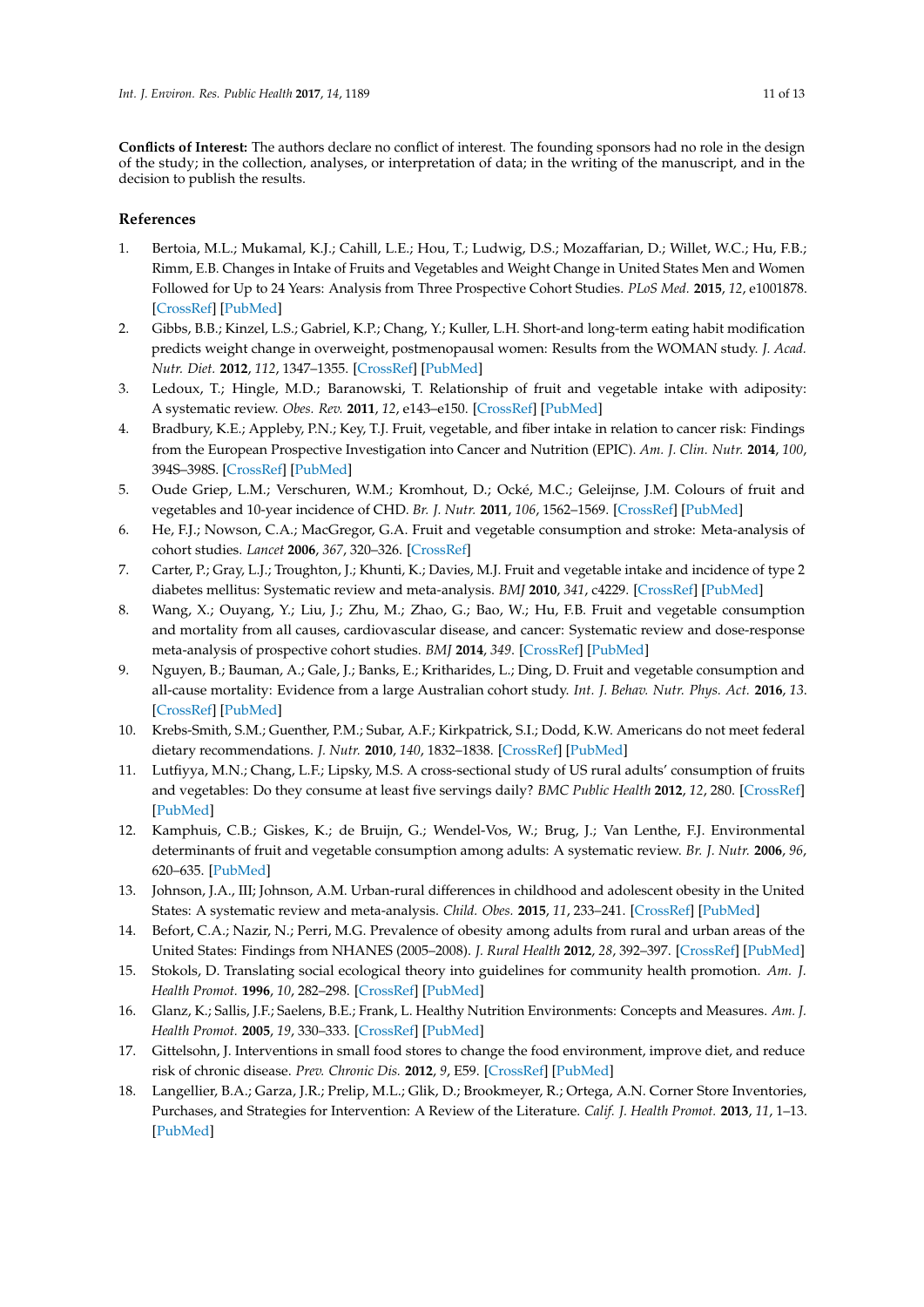**Conflicts of Interest:** The authors declare no conflict of interest. The founding sponsors had no role in the design of the study; in the collection, analyses, or interpretation of data; in the writing of the manuscript, and in the decision to publish the results.

## References

1. Bertoia, M.L.; Mukamal, K.J.; Cahill, L.E.; Hou, T.; Ludwig, D.S.; Mozaffarian, D.; Willet, W.C.; Hu, F.B.; Rimm, E.B. Changes in Intake of Fruits and Vegetables and Weight Change in United States Men and Women Followed for Up to 24 Years: Analysis from Three Prospective Cohort Studies. *PLoS Med.* **2015**, *12*, e1001878. [CrossRef] [PubMed]
2. Gibbs, B.B.; Kinzel, L.S.; Gabriel, K.P.; Chang, Y.; Kuller, L.H. Short-and long-term eating habit modification predicts weight change in overweight, postmenopausal women: Results from the WOMAN study. *J. Acad. Nutr. Diet.* **2012**, *112*, 1347–1355. [CrossRef] [PubMed]
3. Ledoux, T.; Hingle, M.D.; Baranowski, T. Relationship of fruit and vegetable intake with adiposity: A systematic review. *Obes. Rev.* **2011**, *12*, e143–e150. [CrossRef] [PubMed]
4. Bradbury, K.E.; Appleby, P.N.; Key, T.J. Fruit, vegetable, and fiber intake in relation to cancer risk: Findings from the European Prospective Investigation into Cancer and Nutrition (EPIC). *Am. J. Clin. Nutr.* **2014**, *100*, 394S–398S. [CrossRef] [PubMed]
5. Oude Griep, L.M.; Verschuren, W.M.; Kromhout, D.; Ocké, M.C.; Geleijnse, J.M. Colours of fruit and vegetables and 10-year incidence of CHD. *Br. J. Nutr.* **2011**, *106*, 1562–1569. [CrossRef] [PubMed]
6. He, F.J.; Nowson, C.A.; MacGregor, G.A. Fruit and vegetable consumption and stroke: Meta-analysis of cohort studies. *Lancet* **2006**, *367*, 320–326. [CrossRef]
7. Carter, P.; Gray, L.J.; Troughton, J.; Khunti, K.; Davies, M.J. Fruit and vegetable intake and incidence of type 2 diabetes mellitus: Systematic review and meta-analysis. *BMJ* **2010**, *341*, c4229. [CrossRef] [PubMed]
8. Wang, X.; Ouyang, Y.; Liu, J.; Zhu, M.; Zhao, G.; Bao, W.; Hu, F.B. Fruit and vegetable consumption and mortality from all causes, cardiovascular disease, and cancer: Systematic review and dose-response meta-analysis of prospective cohort studies. *BMJ* **2014**, *349*. [CrossRef] [PubMed]
9. Nguyen, B.; Bauman, A.; Gale, J.; Banks, E.; Kritharides, L.; Ding, D. Fruit and vegetable consumption and all-cause mortality: Evidence from a large Australian cohort study. *Int. J. Behav. Nutr. Phys. Act.* **2016**, *13*. [CrossRef] [PubMed]
10. Krebs-Smith, S.M.; Guenther, P.M.; Subar, A.F.; Kirkpatrick, S.I.; Dodd, K.W. Americans do not meet federal dietary recommendations. *J. Nutr.* **2010**, *140*, 1832–1838. [CrossRef] [PubMed]
11. Lutfiyya, M.N.; Chang, L.F.; Lipsky, M.S. A cross-sectional study of US rural adults' consumption of fruits and vegetables: Do they consume at least five servings daily? *BMC Public Health* **2012**, *12*, 280. [CrossRef] [PubMed]
12. Kamphuis, C.B.; Giskes, K.; de Bruijn, G.; Wendel-Vos, W.; Brug, J.; Van Lenthe, F.J. Environmental determinants of fruit and vegetable consumption among adults: A systematic review. *Br. J. Nutr.* **2006**, *96*, 620–635. [PubMed]
13. Johnson, J.A., III; Johnson, A.M. Urban-rural differences in childhood and adolescent obesity in the United States: A systematic review and meta-analysis. *Child. Obes.* **2015**, *11*, 233–241. [CrossRef] [PubMed]
14. Befort, C.A.; Nazir, N.; Perri, M.G. Prevalence of obesity among adults from rural and urban areas of the United States: Findings from NHANES (2005–2008). *J. Rural Health* **2012**, *28*, 392–397. [CrossRef] [PubMed]
15. Stokols, D. Translating social ecological theory into guidelines for community health promotion. *Am. J. Health Promot.* **1996**, *10*, 282–298. [CrossRef] [PubMed]
16. Glanz, K.; Sallis, J.F.; Saelens, B.E.; Frank, L. Healthy Nutrition Environments: Concepts and Measures. *Am. J. Health Promot.* **2005**, *19*, 330–333. [CrossRef] [PubMed]
17. Gittelsohn, J. Interventions in small food stores to change the food environment, improve diet, and reduce risk of chronic disease. *Prev. Chronic Dis.* **2012**, *9*, E59. [CrossRef] [PubMed]
18. Langellier, B.A.; Garza, J.R.; Prelip, M.L.; Glik, D.; Brookmeyer, R.; Ortega, A.N. Corner Store Inventories, Purchases, and Strategies for Intervention: A Review of the Literature. *Calif. J. Health Promot.* **2013**, *11*, 1–13. [PubMed]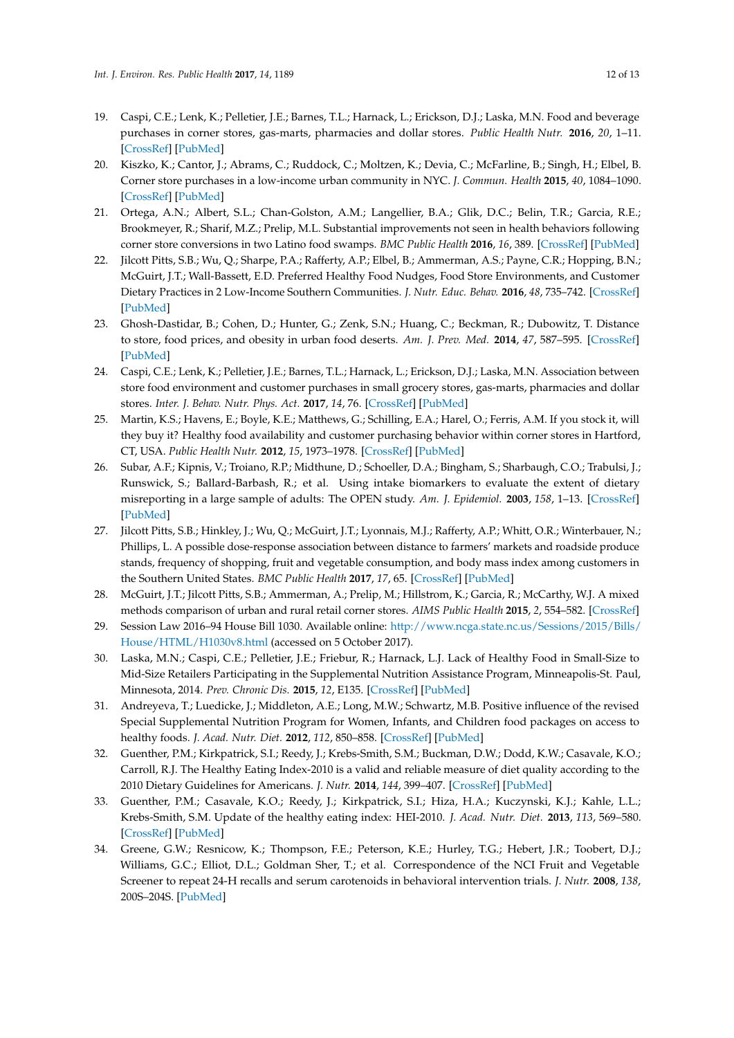19. Caspi, C.E.; Lenk, K.; Pelletier, J.E.; Barnes, T.L.; Harnack, L.; Erickson, D.J.; Laska, M.N. Food and beverage purchases in corner stores, gas-marts, pharmacies and dollar stores. *Public Health Nutr.* **2016**, *20*, 1–11. [CrossRef] [PubMed]
20. Kiszko, K.; Cantor, J.; Abrams, C.; Ruddock, C.; Moltzen, K.; Devia, C.; McFarline, B.; Singh, H.; Elbel, B. Corner store purchases in a low-income urban community in NYC. *J. Commun. Health* **2015**, *40*, 1084–1090. [CrossRef] [PubMed]
21. Ortega, A.N.; Albert, S.L.; Chan-Golston, A.M.; Langellier, B.A.; Glik, D.C.; Belin, T.R.; Garcia, R.E.; Brookmeyer, R.; Sharif, M.Z.; Prelip, M.L. Substantial improvements not seen in health behaviors following corner store conversions in two Latino food swamps. *BMC Public Health* **2016**, *16*, 389. [CrossRef] [PubMed]
22. Jilcott Pitts, S.B.; Wu, Q.; Sharpe, P.A.; Rafferty, A.P.; Elbel, B.; Ammerman, A.S.; Payne, C.R.; Hopping, B.N.; McGuirt, J.T.; Wall-Bassett, E.D. Preferred Healthy Food Nudges, Food Store Environments, and Customer Dietary Practices in 2 Low-Income Southern Communities. *J. Nutr. Educ. Behav.* **2016**, *48*, 735–742. [CrossRef] [PubMed]
23. Ghosh-Dastidar, B.; Cohen, D.; Hunter, G.; Zenk, S.N.; Huang, C.; Beckman, R.; Dubowitz, T. Distance to store, food prices, and obesity in urban food deserts. *Am. J. Prev. Med.* **2014**, *47*, 587–595. [CrossRef] [PubMed]
24. Caspi, C.E.; Lenk, K.; Pelletier, J.E.; Barnes, T.L.; Harnack, L.; Erickson, D.J.; Laska, M.N. Association between store food environment and customer purchases in small grocery stores, gas-marts, pharmacies and dollar stores. *Inter. J. Behav. Nutr. Phys. Act.* **2017**, *14*, 76. [CrossRef] [PubMed]
25. Martin, K.S.; Havens, E.; Boyle, K.E.; Matthews, G.; Schilling, E.A.; Harel, O.; Ferris, A.M. If you stock it, will they buy it? Healthy food availability and customer purchasing behavior within corner stores in Hartford, CT, USA. *Public Health Nutr.* **2012**, *15*, 1973–1978. [CrossRef] [PubMed]
26. Subar, A.F.; Kipnis, V.; Troiano, R.P.; Midthune, D.; Schoeller, D.A.; Bingham, S.; Sharbaugh, C.O.; Trabulsi, J.; Runswick, S.; Ballard-Barbash, R.; et al. Using intake biomarkers to evaluate the extent of dietary misreporting in a large sample of adults: The OPEN study. *Am. J. Epidemiol.* **2003**, *158*, 1–13. [CrossRef] [PubMed]
27. Jilcott Pitts, S.B.; Hinkley, J.; Wu, Q.; McGuirt, J.T.; Lyonnais, M.J.; Rafferty, A.P.; Whitt, O.R.; Winterbauer, N.; Phillips, L. A possible dose-response association between distance to farmers' markets and roadside produce stands, frequency of shopping, fruit and vegetable consumption, and body mass index among customers in the Southern United States. *BMC Public Health* **2017**, *17*, 65. [CrossRef] [PubMed]
28. McGuirt, J.T.; Jilcott Pitts, S.B.; Ammerman, A.; Prelip, M.; Hillstrom, K.; Garcia, R.; McCarthy, W.J. A mixed methods comparison of urban and rural retail corner stores. *AIMS Public Health* **2015**, *2*, 554–582. [CrossRef]
29. Session Law 2016–94 House Bill 1030. Available online: http://www.ncga.state.nc.us/Sessions/2015/Bills/House/HTML/H1030v8.html (accessed on 5 October 2017).
30. Laska, M.N.; Caspi, C.E.; Pelletier, J.E.; Friebur, R.; Harnack, L.J. Lack of Healthy Food in Small-Size to Mid-Size Retailers Participating in the Supplemental Nutrition Assistance Program, Minneapolis-St. Paul, Minnesota, 2014. *Prev. Chronic Dis.* **2015**, *12*, E135. [CrossRef] [PubMed]
31. Andreyeva, T.; Luedicke, J.; Middleton, A.E.; Long, M.W.; Schwartz, M.B. Positive influence of the revised Special Supplemental Nutrition Program for Women, Infants, and Children food packages on access to healthy foods. *J. Acad. Nutr. Diet.* **2012**, *112*, 850–858. [CrossRef] [PubMed]
32. Guenther, P.M.; Kirkpatrick, S.I.; Reedy, J.; Krebs-Smith, S.M.; Buckman, D.W.; Dodd, K.W.; Casavale, K.O.; Carroll, R.J. The Healthy Eating Index-2010 is a valid and reliable measure of diet quality according to the 2010 Dietary Guidelines for Americans. *J. Nutr.* **2014**, *144*, 399–407. [CrossRef] [PubMed]
33. Guenther, P.M.; Casavale, K.O.; Reedy, J.; Kirkpatrick, S.I.; Hiza, H.A.; Kuczynski, K.J.; Kahle, L.L.; Krebs-Smith, S.M. Update of the healthy eating index: HEI-2010. *J. Acad. Nutr. Diet.* **2013**, *113*, 569–580. [CrossRef] [PubMed]
34. Greene, G.W.; Resnicow, K.; Thompson, F.E.; Peterson, K.E.; Hurley, T.G.; Hebert, J.R.; Toobert, D.J.; Williams, G.C.; Elliot, D.L.; Goldman Sher, T.; et al. Correspondence of the NCI Fruit and Vegetable Screener to repeat 24-H recalls and serum carotenoids in behavioral intervention trials. *J. Nutr.* **2008**, *138*, 200S–204S. [PubMed]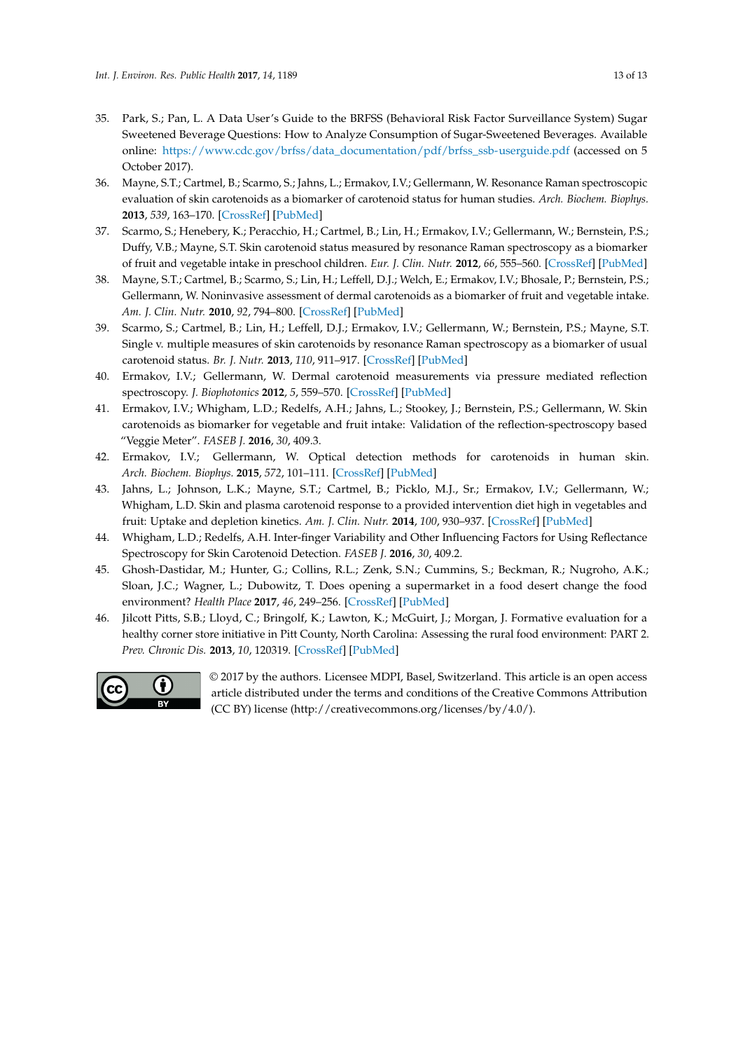35. Park, S.; Pan, L. A Data User's Guide to the BRFSS (Behavioral Risk Factor Surveillance System) Sugar Sweetened Beverage Questions: How to Analyze Consumption of Sugar-Sweetened Beverages. Available online: https://www.cdc.gov/brfss/data_documentation/pdf/brfss_ssb-userguide.pdf (accessed on 5 October 2017).
36. Mayne, S.T.; Cartmel, B.; Scarmo, S.; Jahns, L.; Ermakov, I.V.; Gellermann, W. Resonance Raman spectroscopic evaluation of skin carotenoids as a biomarker of carotenoid status for human studies. *Arch. Biochem. Biophys.* **2013**, *539*, 163–170. [CrossRef] [PubMed]
37. Scarmo, S.; Henebery, K.; Peracchio, H.; Cartmel, B.; Lin, H.; Ermakov, I.V.; Gellermann, W.; Bernstein, P.S.; Duffy, V.B.; Mayne, S.T. Skin carotenoid status measured by resonance Raman spectroscopy as a biomarker of fruit and vegetable intake in preschool children. *Eur. J. Clin. Nutr.* **2012**, *66*, 555–560. [CrossRef] [PubMed]
38. Mayne, S.T.; Cartmel, B.; Scarmo, S.; Lin, H.; Leffell, D.J.; Welch, E.; Ermakov, I.V.; Bhosale, P.; Bernstein, P.S.; Gellermann, W. Noninvasive assessment of dermal carotenoids as a biomarker of fruit and vegetable intake. *Am. J. Clin. Nutr.* **2010**, *92*, 794–800. [CrossRef] [PubMed]
39. Scarmo, S.; Cartmel, B.; Lin, H.; Leffell, D.J.; Ermakov, I.V.; Gellermann, W.; Bernstein, P.S.; Mayne, S.T. Single v. multiple measures of skin carotenoids by resonance Raman spectroscopy as a biomarker of usual carotenoid status. *Br. J. Nutr.* **2013**, *110*, 911–917. [CrossRef] [PubMed]
40. Ermakov, I.V.; Gellermann, W. Dermal carotenoid measurements via pressure mediated reflection spectroscopy. *J. Biophotonics* **2012**, *5*, 559–570. [CrossRef] [PubMed]
41. Ermakov, I.V.; Whigham, L.D.; Redelfs, A.H.; Jahns, L.; Stookey, J.; Bernstein, P.S.; Gellermann, W. Skin carotenoids as biomarker for vegetable and fruit intake: Validation of the reflection-spectroscopy based "Veggie Meter". *FASEB J.* **2016**, *30*, 409.3.
42. Ermakov, I.V.; Gellermann, W. Optical detection methods for carotenoids in human skin. *Arch. Biochem. Biophys.* **2015**, *572*, 101–111. [CrossRef] [PubMed]
43. Jahns, L.; Johnson, L.K.; Mayne, S.T.; Cartmel, B.; Picklo, M.J., Sr.; Ermakov, I.V.; Gellermann, W.; Whigham, L.D. Skin and plasma carotenoid response to a provided intervention diet high in vegetables and fruit: Uptake and depletion kinetics. *Am. J. Clin. Nutr.* **2014**, *100*, 930–937. [CrossRef] [PubMed]
44. Whigham, L.D.; Redelfs, A.H. Inter-finger Variability and Other Influencing Factors for Using Reflectance Spectroscopy for Skin Carotenoid Detection. *FASEB J.* **2016**, *30*, 409.2.
45. Ghosh-Dastidar, M.; Hunter, G.; Collins, R.L.; Zenk, S.N.; Cummins, S.; Beckman, R.; Nugroho, A.K.; Sloan, J.C.; Wagner, L.; Dubowitz, T. Does opening a supermarket in a food desert change the food environment? *Health Place* **2017**, *46*, 249–256. [CrossRef] [PubMed]
46. Jilcott Pitts, S.B.; Lloyd, C.; Bringolf, K.; Lawton, K.; McGuirt, J.; Morgan, J. Formative evaluation for a healthy corner store initiative in Pitt County, North Carolina: Assessing the rural food environment: PART 2. *Prev. Chronic Dis.* **2013**, *10*, 120319. [CrossRef] [PubMed]

© 2017 by the authors. Licensee MDPI, Basel, Switzerland. This article is an open access article distributed under the terms and conditions of the Creative Commons Attribution (CC BY) license (http://creativecommons.org/licenses/by/4.0/).